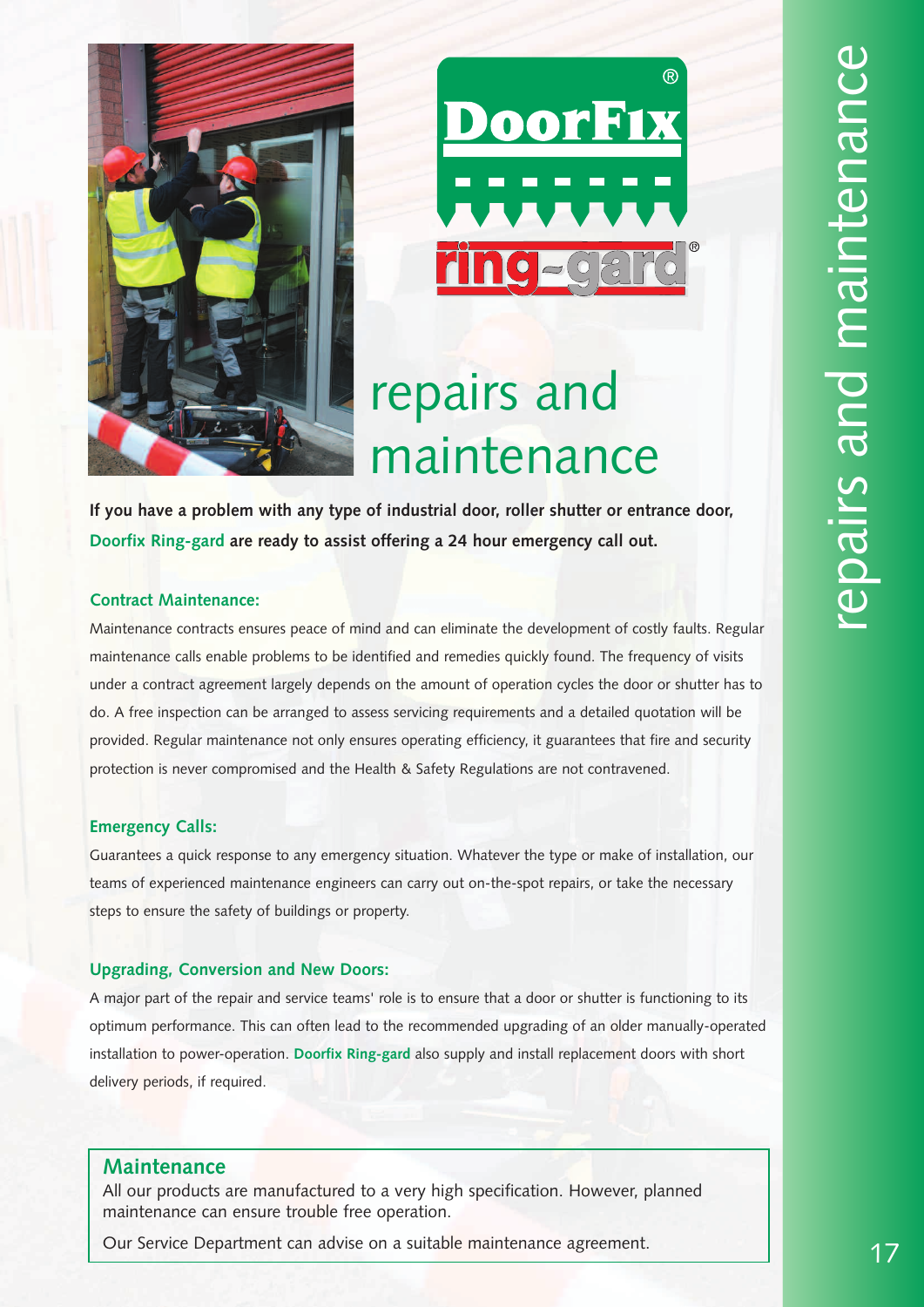# repairs and maintenance

**If you have a problem with any type of industrial door, roller shutter or entrance door, Doorfix Ring-gard are ready to assist offering a 24 hour emergency call out.**

### Contract Maintenance:

Maintenance contracts ensures peace of mind and can eliminate the development of costly faults. Regular maintenance calls enable problems to be identified and remedies quickly found. The frequency of visits under a contract agreement largely depends on the amount of operation cycles the door or shutter has to do. A free inspection can be arranged to assess servicing requirements and a detailed quotation will be provided. Regular maintenance not only ensures operating efficiency, it guarantees that fire and security protection is never compromised and the Health & Safety Regulations are not contravened.

### Emergency Calls:

Guarantees a quick response to any emergency situation. Whatever the type or make of installation, our teams of experienced maintenance engineers can carry out on-the-spot repairs, or take the necessary steps to ensure the safety of buildings or property.

### Upgrading, Conversion and New Doors:

A major part of the repair and service teams' role is to ensure that a door or shutter is functioning to its optimum performance. This can often lead to the recommended upgrading of an older manually-operated installation to power-operation. **Doorfix Ring-gard** also supply and install replacement doors with short delivery periods, if required.

## Maintenance

All our products are manufactured to a very high specification. However, planned maintenance can ensure trouble free operation.

Our Service Department can advise on a suitable maintenance agreement.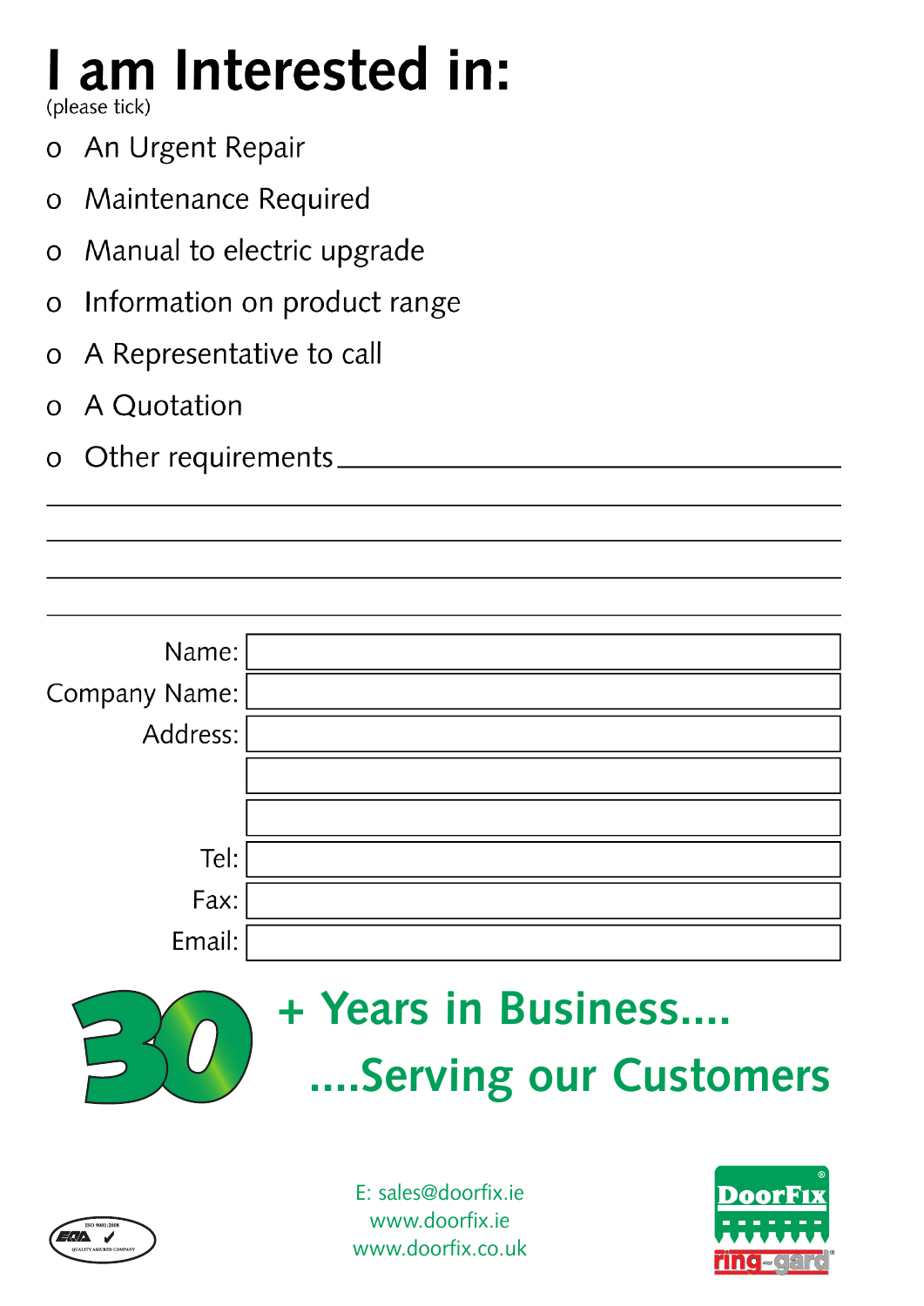# I am Interested in:

(please tick)

- o An Urgent Repair
- o Maintenance Required
- o Manual to electric upgrade
- o Information on product range
- o A Representative to call
- o A Quotation
- o Other requirements ____________________________________

________________________________________________

________________________________________________

________________________________________________

________________________________________________

| | |
|---|---|
| Name: | |
| Company Name: | |
| Address: | |
| | |
| | |
| Tel: | |
| Fax: | |
| Email: | |

30 + Years in Business....

....Serving our Customers

E: sales@doorfix.ie
www.doorfix.ie
www.doorfix.co.uk

ISO 9001:2008 EQA QUALITY ASSURED COMPANY

DoorFix® ring-gard®